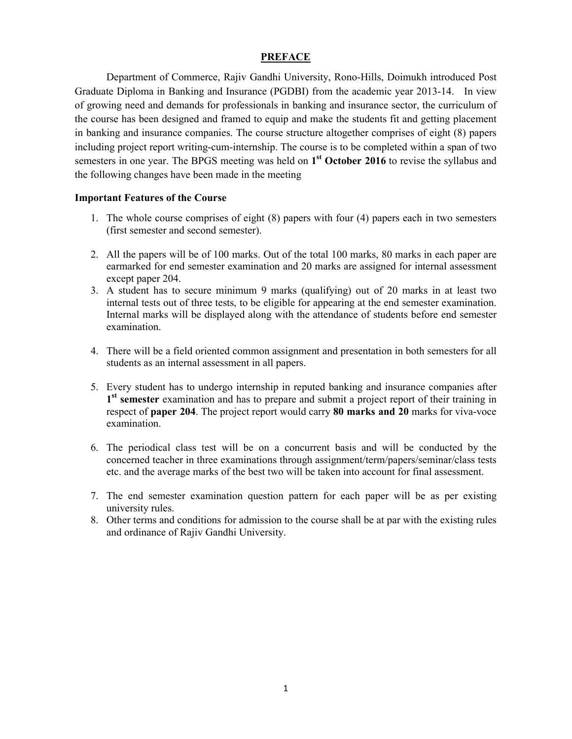# PREFACE

Department of Commerce, Rajiv Gandhi University, Rono-Hills, Doimukh introduced Post Graduate Diploma in Banking and Insurance (PGDBI) from the academic year 2013-14. In view of growing need and demands for professionals in banking and insurance sector, the curriculum of the course has been designed and framed to equip and make the students fit and getting placement in banking and insurance companies. The course structure altogether comprises of eight (8) papers including project report writing-cum-internship. The course is to be completed within a span of two semesters in one year. The BPGS meeting was held on **1st October 2016** to revise the syllabus and the following changes have been made in the meeting

**Important Features of the Course**

1. The whole course comprises of eight (8) papers with four (4) papers each in two semesters (first semester and second semester).
2. All the papers will be of 100 marks. Out of the total 100 marks, 80 marks in each paper are earmarked for end semester examination and 20 marks are assigned for internal assessment except paper 204.
3. A student has to secure minimum 9 marks (qualifying) out of 20 marks in at least two internal tests out of three tests, to be eligible for appearing at the end semester examination. Internal marks will be displayed along with the attendance of students before end semester examination.
4. There will be a field oriented common assignment and presentation in both semesters for all students as an internal assessment in all papers.
5. Every student has to undergo internship in reputed banking and insurance companies after **1st semester** examination and has to prepare and submit a project report of their training in respect of **paper 204**. The project report would carry **80 marks and 20** marks for viva-voce examination.
6. The periodical class test will be on a concurrent basis and will be conducted by the concerned teacher in three examinations through assignment/term/papers/seminar/class tests etc. and the average marks of the best two will be taken into account for final assessment.
7. The end semester examination question pattern for each paper will be as per existing university rules.
8. Other terms and conditions for admission to the course shall be at par with the existing rules and ordinance of Rajiv Gandhi University.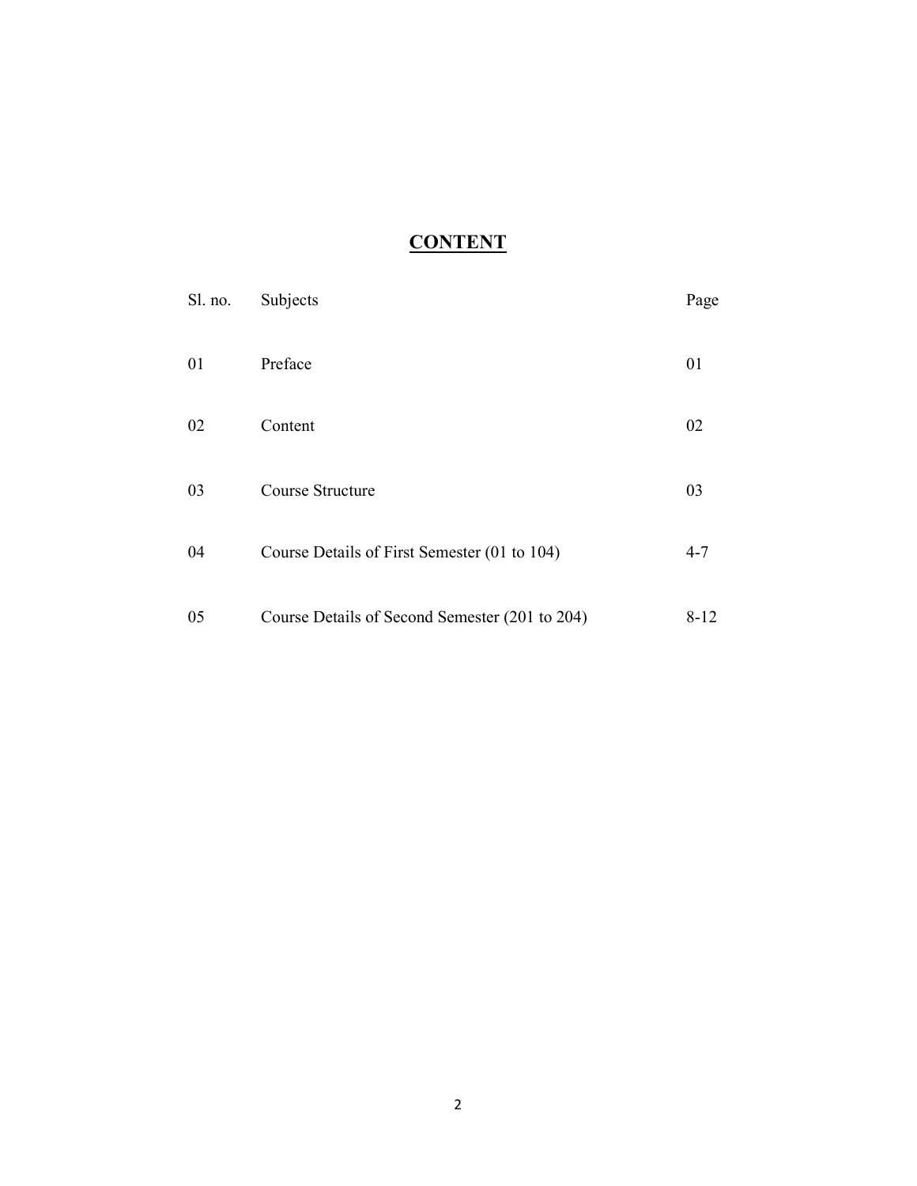# **CONTENT**

| Sl. no. | Subjects | Page |
|---|---|---|
| 01 | Preface | 01 |
| 02 | Content | 02 |
| 03 | Course Structure | 03 |
| 04 | Course Details of First Semester (01 to 104) | 4-7 |
| 05 | Course Details of Second Semester (201 to 204) | 8-12 |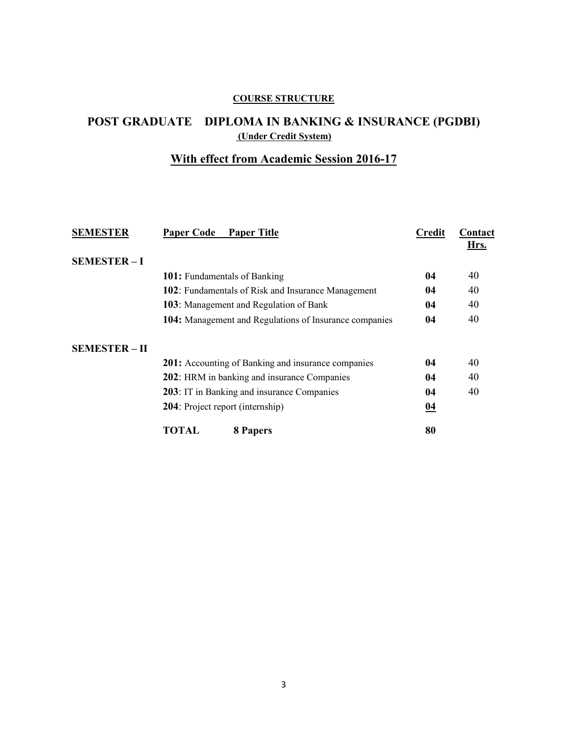**COURSE STRUCTURE**

# POST GRADUATE DIPLOMA IN BANKING & INSURANCE (PGDBI)

**(Under Credit System)**

## With effect from Academic Session 2016-17

| SEMESTER | Paper Code Paper Title | Credit | Contact Hrs. |
|---|---|---|---|
| **SEMESTER – I** | | | |
| | **101:** Fundamentals of Banking | **04** | 40 |
| | **102**: Fundamentals of Risk and Insurance Management | **04** | 40 |
| | **103**: Management and Regulation of Bank | **04** | 40 |
| | **104:** Management and Regulations of Insurance companies | **04** | 40 |
| **SEMESTER – II** | | | |
| | **201:** Accounting of Banking and insurance companies | **04** | 40 |
| | **202**: HRM in banking and insurance Companies | **04** | 40 |
| | **203**: IT in Banking and insurance Companies | **04** | 40 |
| | **204**: Project report (internship) | **04** | |
| | **TOTAL 8 Papers** | **80** | |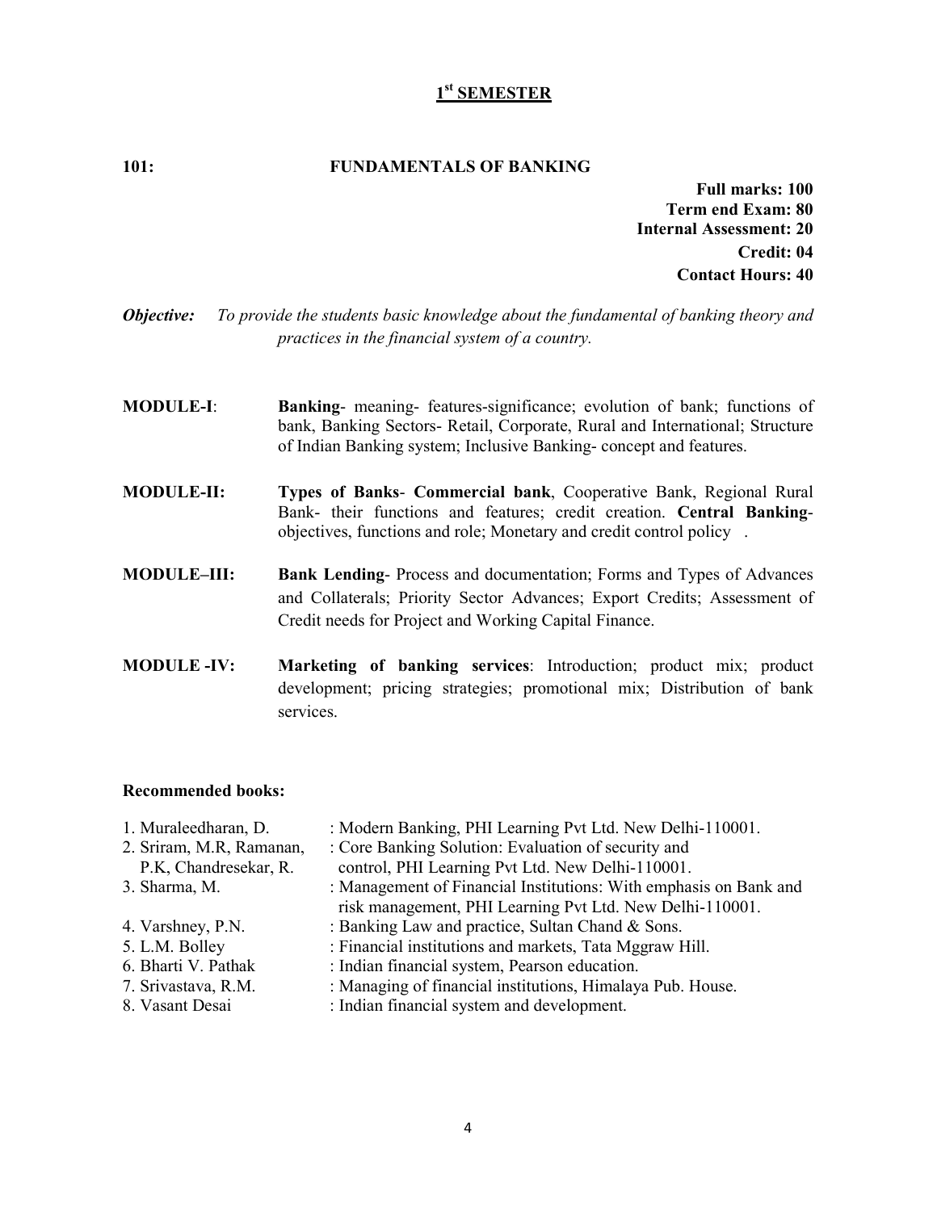# 1st SEMESTER

## 101: FUNDAMENTALS OF BANKING

**Full marks: 100**
**Term end Exam: 80**
**Internal Assessment: 20**
**Credit: 04**
**Contact Hours: 40**

***Objective:*** *To provide the students basic knowledge about the fundamental of banking theory and practices in the financial system of a country.*

**MODULE-I**: **Banking**- meaning- features-significance; evolution of bank; functions of bank, Banking Sectors- Retail, Corporate, Rural and International; Structure of Indian Banking system; Inclusive Banking- concept and features.

**MODULE-II:** **Types of Banks**- **Commercial bank**, Cooperative Bank, Regional Rural Bank- their functions and features; credit creation. **Central Banking**- objectives, functions and role; Monetary and credit control policy .

**MODULE–III:** **Bank Lending**- Process and documentation; Forms and Types of Advances and Collaterals; Priority Sector Advances; Export Credits; Assessment of Credit needs for Project and Working Capital Finance.

**MODULE -IV:** **Marketing of banking services**: Introduction; product mix; product development; pricing strategies; promotional mix; Distribution of bank services.

**Recommended books:**

1. Muraleedharan, D. : Modern Banking, PHI Learning Pvt Ltd. New Delhi-110001.
2. Sriram, M.R, Ramanan, P.K, Chandresekar, R. : Core Banking Solution: Evaluation of security and control, PHI Learning Pvt Ltd. New Delhi-110001.
3. Sharma, M. : Management of Financial Institutions: With emphasis on Bank and risk management, PHI Learning Pvt Ltd. New Delhi-110001.
4. Varshney, P.N. : Banking Law and practice, Sultan Chand & Sons.
5. L.M. Bolley : Financial institutions and markets, Tata Mggraw Hill.
6. Bharti V. Pathak : Indian financial system, Pearson education.
7. Srivastava, R.M. : Managing of financial institutions, Himalaya Pub. House.
8. Vasant Desai : Indian financial system and development.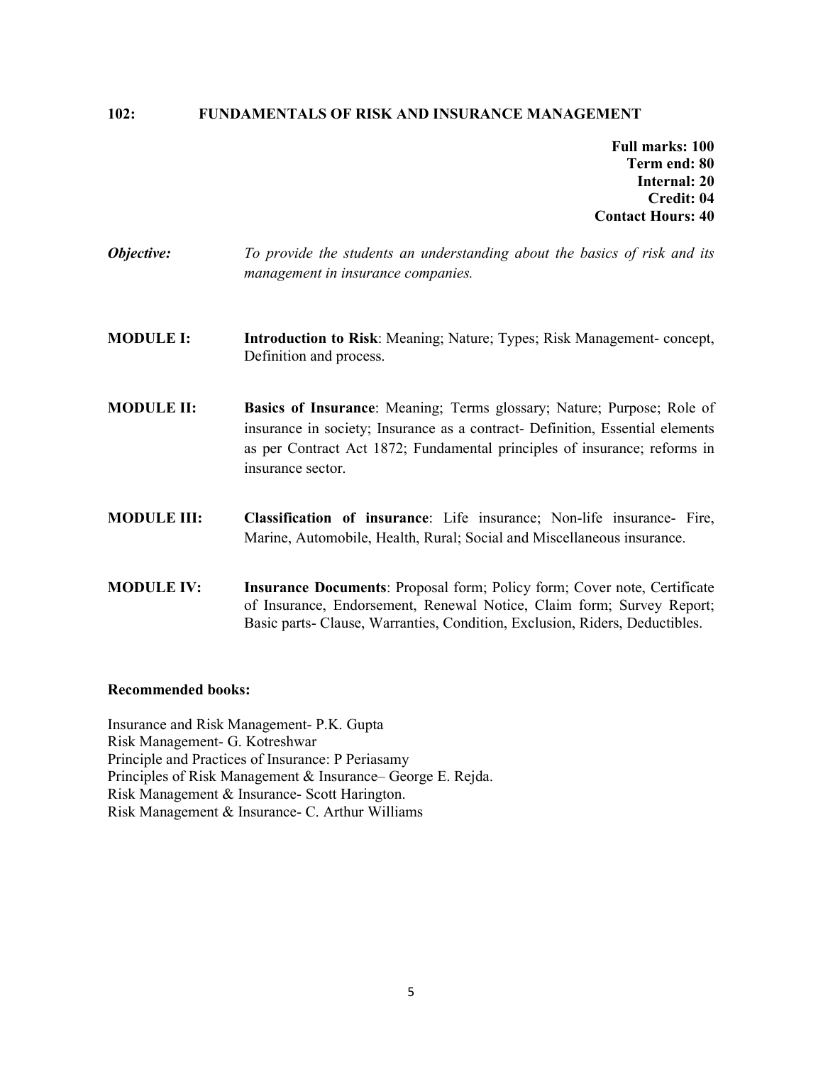## 102: FUNDAMENTALS OF RISK AND INSURANCE MANAGEMENT

**Full marks: 100**
**Term end: 80**
**Internal: 20**
**Credit: 04**
**Contact Hours: 40**

***Objective:*** *To provide the students an understanding about the basics of risk and its management in insurance companies.*

**MODULE I:** **Introduction to Risk**: Meaning; Nature; Types; Risk Management- concept, Definition and process.

**MODULE II:** **Basics of Insurance**: Meaning; Terms glossary; Nature; Purpose; Role of insurance in society; Insurance as a contract- Definition, Essential elements as per Contract Act 1872; Fundamental principles of insurance; reforms in insurance sector.

**MODULE III:** **Classification of insurance**: Life insurance; Non-life insurance- Fire, Marine, Automobile, Health, Rural; Social and Miscellaneous insurance.

**MODULE IV:** **Insurance Documents**: Proposal form; Policy form; Cover note, Certificate of Insurance, Endorsement, Renewal Notice, Claim form; Survey Report; Basic parts- Clause, Warranties, Condition, Exclusion, Riders, Deductibles.

**Recommended books:**

Insurance and Risk Management- P.K. Gupta
Risk Management- G. Kotreshwar
Principle and Practices of Insurance: P Periasamy
Principles of Risk Management & Insurance– George E. Rejda.
Risk Management & Insurance- Scott Harington.
Risk Management & Insurance- C. Arthur Williams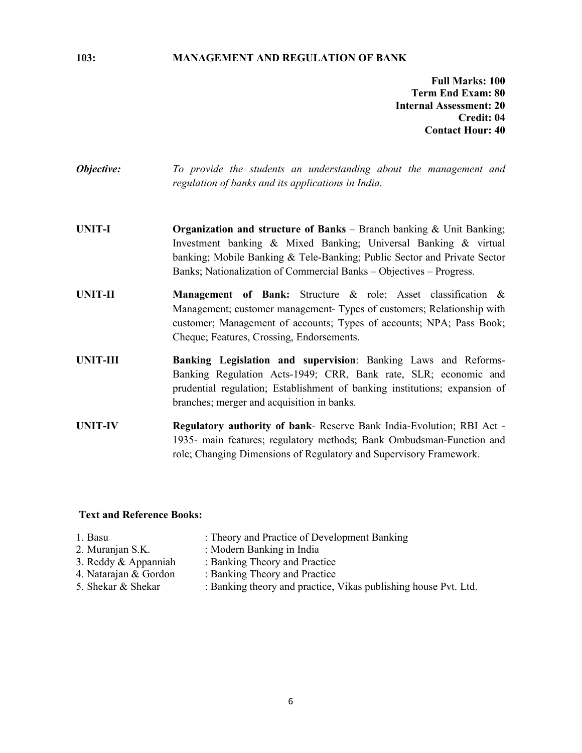## 103: MANAGEMENT AND REGULATION OF BANK

**Full Marks: 100**
**Term End Exam: 80**
**Internal Assessment: 20**
**Credit: 04**
**Contact Hour: 40**

***Objective:*** *To provide the students an understanding about the management and regulation of banks and its applications in India.*

**UNIT-I** **Organization and structure of Banks** – Branch banking & Unit Banking; Investment banking & Mixed Banking; Universal Banking & virtual banking; Mobile Banking & Tele-Banking; Public Sector and Private Sector Banks; Nationalization of Commercial Banks – Objectives – Progress.

**UNIT-II** **Management of Bank:** Structure & role; Asset classification & Management; customer management- Types of customers; Relationship with customer; Management of accounts; Types of accounts; NPA; Pass Book; Cheque; Features, Crossing, Endorsements.

**UNIT-III** **Banking Legislation and supervision**: Banking Laws and Reforms-Banking Regulation Acts-1949; CRR, Bank rate, SLR; economic and prudential regulation; Establishment of banking institutions; expansion of branches; merger and acquisition in banks.

**UNIT-IV** **Regulatory authority of bank**- Reserve Bank India-Evolution; RBI Act - 1935- main features; regulatory methods; Bank Ombudsman-Function and role; Changing Dimensions of Regulatory and Supervisory Framework.

### Text and Reference Books:

1. Basu : Theory and Practice of Development Banking
2. Muranjan S.K. : Modern Banking in India
3. Reddy & Appanniah : Banking Theory and Practice
4. Natarajan & Gordon : Banking Theory and Practice
5. Shekar & Shekar : Banking theory and practice, Vikas publishing house Pvt. Ltd.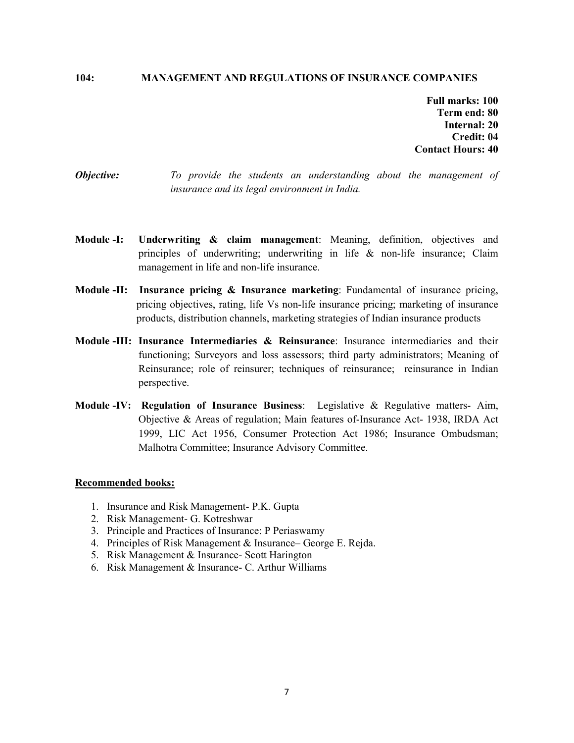## 104: MANAGEMENT AND REGULATIONS OF INSURANCE COMPANIES

**Full marks: 100**
**Term end: 80**
**Internal: 20**
**Credit: 04**
**Contact Hours: 40**

***Objective:*** *To provide the students an understanding about the management of insurance and its legal environment in India.*

**Module -I: Underwriting & claim management**: Meaning, definition, objectives and principles of underwriting; underwriting in life & non-life insurance; Claim management in life and non-life insurance.

**Module -II: Insurance pricing & Insurance marketing**: Fundamental of insurance pricing, pricing objectives, rating, life Vs non-life insurance pricing; marketing of insurance products, distribution channels, marketing strategies of Indian insurance products

**Module -III: Insurance Intermediaries & Reinsurance**: Insurance intermediaries and their functioning; Surveyors and loss assessors; third party administrators; Meaning of Reinsurance; role of reinsurer; techniques of reinsurance; reinsurance in Indian perspective.

**Module -IV: Regulation of Insurance Business**: Legislative & Regulative matters- Aim, Objective & Areas of regulation; Main features of-Insurance Act- 1938, IRDA Act 1999, LIC Act 1956, Consumer Protection Act 1986; Insurance Ombudsman; Malhotra Committee; Insurance Advisory Committee.

**Recommended books:**

1. Insurance and Risk Management- P.K. Gupta
2. Risk Management- G. Kotreshwar
3. Principle and Practices of Insurance: P Periaswamy
4. Principles of Risk Management & Insurance– George E. Rejda.
5. Risk Management & Insurance- Scott Harington
6. Risk Management & Insurance- C. Arthur Williams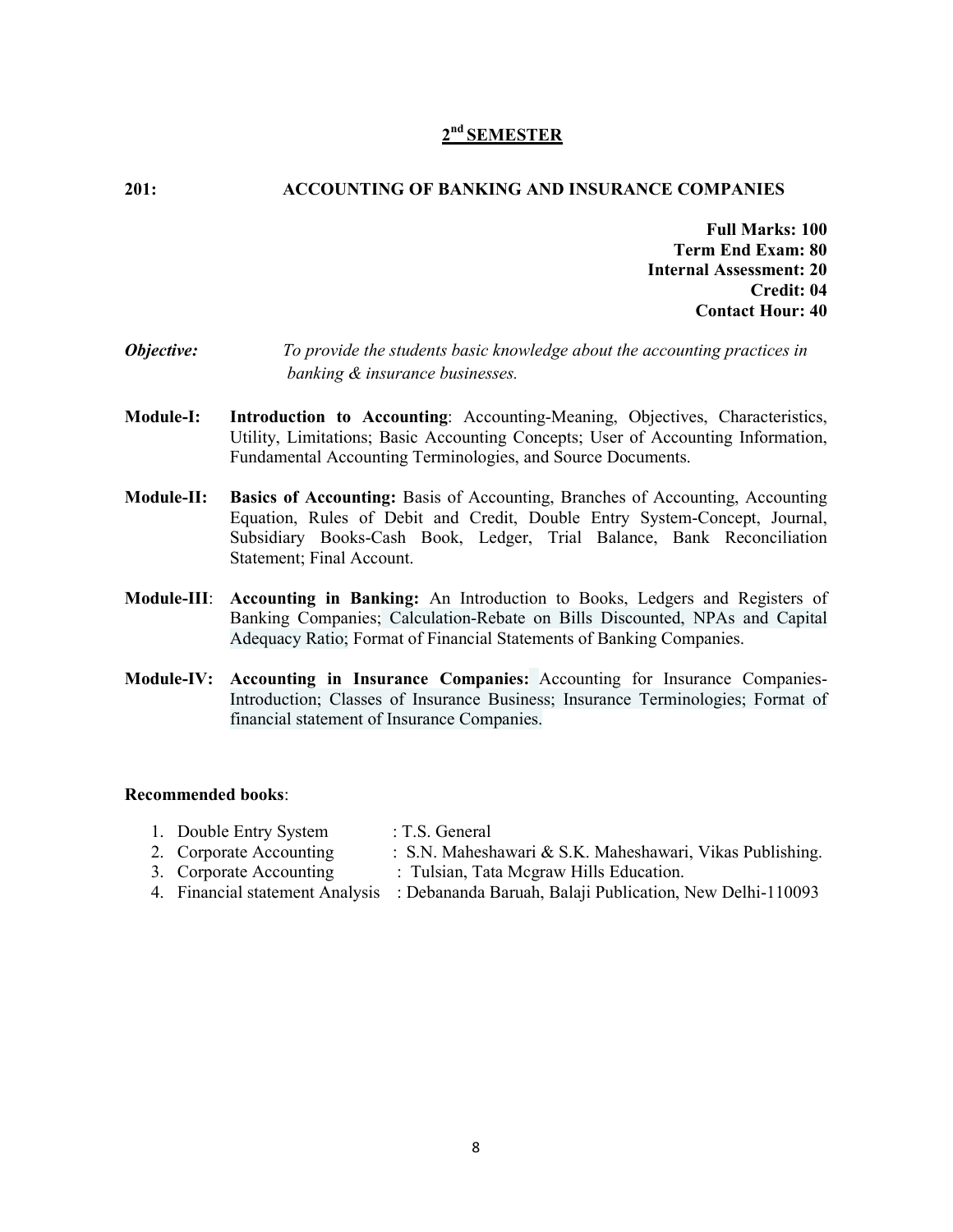## 2nd SEMESTER

**201: ACCOUNTING OF BANKING AND INSURANCE COMPANIES**

**Full Marks: 100**
**Term End Exam: 80**
**Internal Assessment: 20**
**Credit: 04**
**Contact Hour: 40**

***Objective:*** *To provide the students basic knowledge about the accounting practices in banking & insurance businesses.*

**Module-I:** **Introduction to Accounting**: Accounting-Meaning, Objectives, Characteristics, Utility, Limitations; Basic Accounting Concepts; User of Accounting Information, Fundamental Accounting Terminologies, and Source Documents.

**Module-II:** **Basics of Accounting:** Basis of Accounting, Branches of Accounting, Accounting Equation, Rules of Debit and Credit, Double Entry System-Concept, Journal, Subsidiary Books-Cash Book, Ledger, Trial Balance, Bank Reconciliation Statement; Final Account.

**Module-III**: **Accounting in Banking:** An Introduction to Books, Ledgers and Registers of Banking Companies; Calculation-Rebate on Bills Discounted, NPAs and Capital Adequacy Ratio; Format of Financial Statements of Banking Companies.

**Module-IV:** **Accounting in Insurance Companies:** Accounting for Insurance Companies-Introduction; Classes of Insurance Business; Insurance Terminologies; Format of financial statement of Insurance Companies.

**Recommended books**:

1. Double Entry System : T.S. General
2. Corporate Accounting : S.N. Maheshawari & S.K. Maheshawari, Vikas Publishing.
3. Corporate Accounting : Tulsian, Tata Mcgraw Hills Education.
4. Financial statement Analysis : Debananda Baruah, Balaji Publication, New Delhi-110093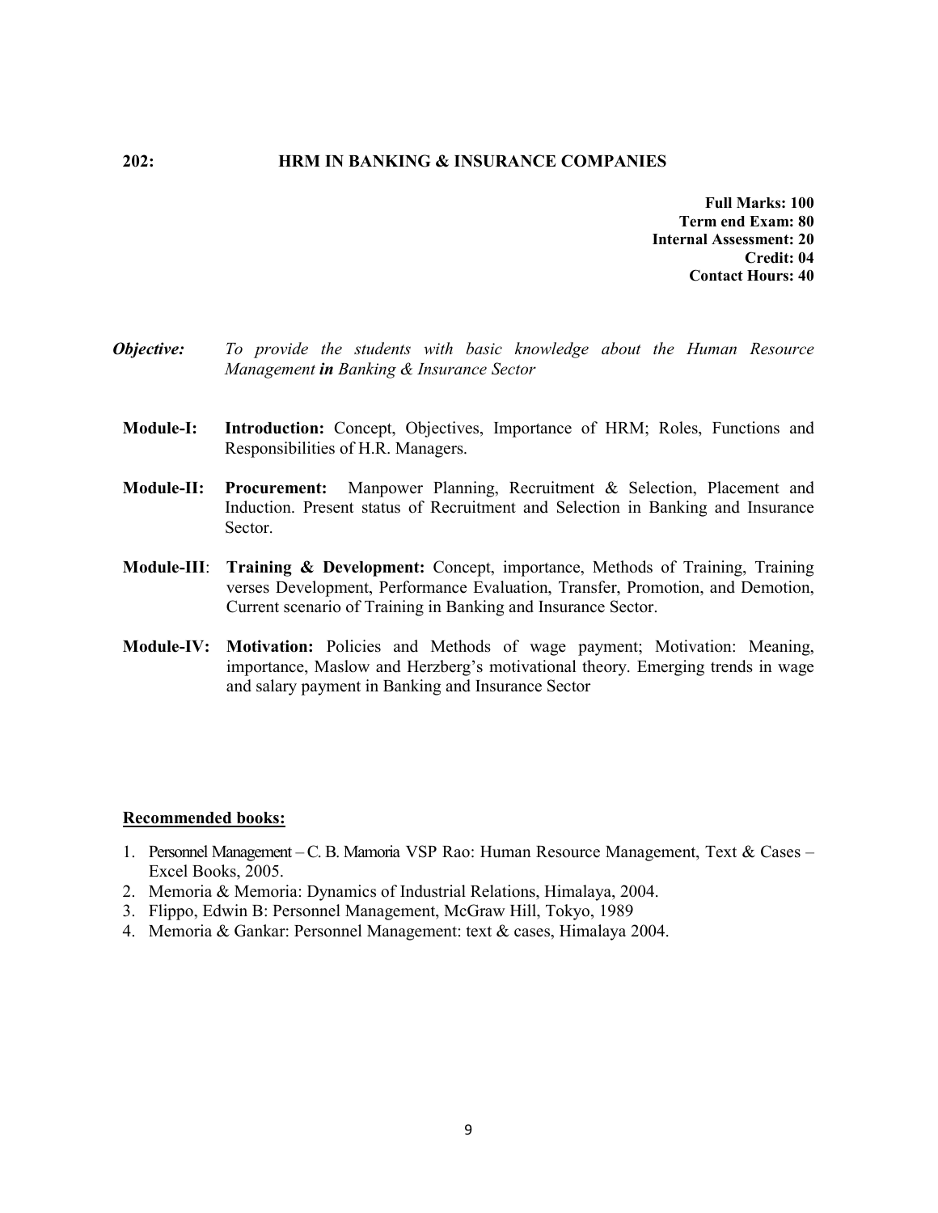## 202: HRM IN BANKING & INSURANCE COMPANIES

**Full Marks: 100**
**Term end Exam: 80**
**Internal Assessment: 20**
**Credit: 04**
**Contact Hours: 40**

***Objective:*** *To provide the students with basic knowledge about the Human Resource Management* ***in*** *Banking & Insurance Sector*

**Module-I:** **Introduction:** Concept, Objectives, Importance of HRM; Roles, Functions and Responsibilities of H.R. Managers.

**Module-II:** **Procurement:** Manpower Planning, Recruitment & Selection, Placement and Induction. Present status of Recruitment and Selection in Banking and Insurance Sector.

**Module-III**: **Training & Development:** Concept, importance, Methods of Training, Training verses Development, Performance Evaluation, Transfer, Promotion, and Demotion, Current scenario of Training in Banking and Insurance Sector.

**Module-IV:** **Motivation:** Policies and Methods of wage payment; Motivation: Meaning, importance, Maslow and Herzberg's motivational theory. Emerging trends in wage and salary payment in Banking and Insurance Sector

**<u>Recommended books:</u>**

1. Personnel Management – C. B. Mamoria VSP Rao: Human Resource Management, Text & Cases – Excel Books, 2005.
2. Memoria & Memoria: Dynamics of Industrial Relations, Himalaya, 2004.
3. Flippo, Edwin B: Personnel Management, McGraw Hill, Tokyo, 1989
4. Memoria & Gankar: Personnel Management: text & cases, Himalaya 2004.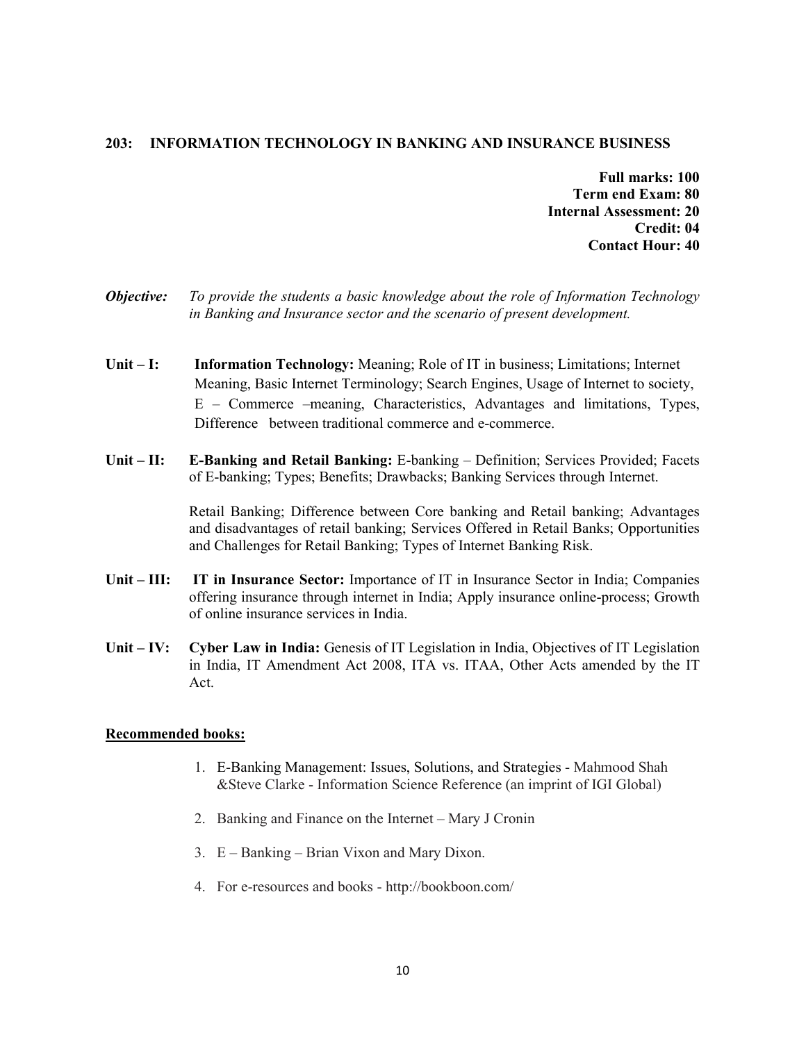## 203: INFORMATION TECHNOLOGY IN BANKING AND INSURANCE BUSINESS

**Full marks: 100**
**Term end Exam: 80**
**Internal Assessment: 20**
**Credit: 04**
**Contact Hour: 40**

***Objective:*** *To provide the students a basic knowledge about the role of Information Technology in Banking and Insurance sector and the scenario of present development.*

**Unit – I:** **Information Technology:** Meaning; Role of IT in business; Limitations; Internet Meaning, Basic Internet Terminology; Search Engines, Usage of Internet to society, E – Commerce –meaning, Characteristics, Advantages and limitations, Types, Difference between traditional commerce and e-commerce.

**Unit – II:** **E-Banking and Retail Banking:** E-banking – Definition; Services Provided; Facets of E-banking; Types; Benefits; Drawbacks; Banking Services through Internet.

Retail Banking; Difference between Core banking and Retail banking; Advantages and disadvantages of retail banking; Services Offered in Retail Banks; Opportunities and Challenges for Retail Banking; Types of Internet Banking Risk.

**Unit – III:** **IT in Insurance Sector:** Importance of IT in Insurance Sector in India; Companies offering insurance through internet in India; Apply insurance online-process; Growth of online insurance services in India.

**Unit – IV:** **Cyber Law in India:** Genesis of IT Legislation in India, Objectives of IT Legislation in India, IT Amendment Act 2008, ITA vs. ITAA, Other Acts amended by the IT Act.

**Recommended books:**

1. E-Banking Management: Issues, Solutions, and Strategies - Mahmood Shah &Steve Clarke - Information Science Reference (an imprint of IGI Global)
2. Banking and Finance on the Internet – Mary J Cronin
3. E – Banking – Brian Vixon and Mary Dixon.
4. For e-resources and books - http://bookboon.com/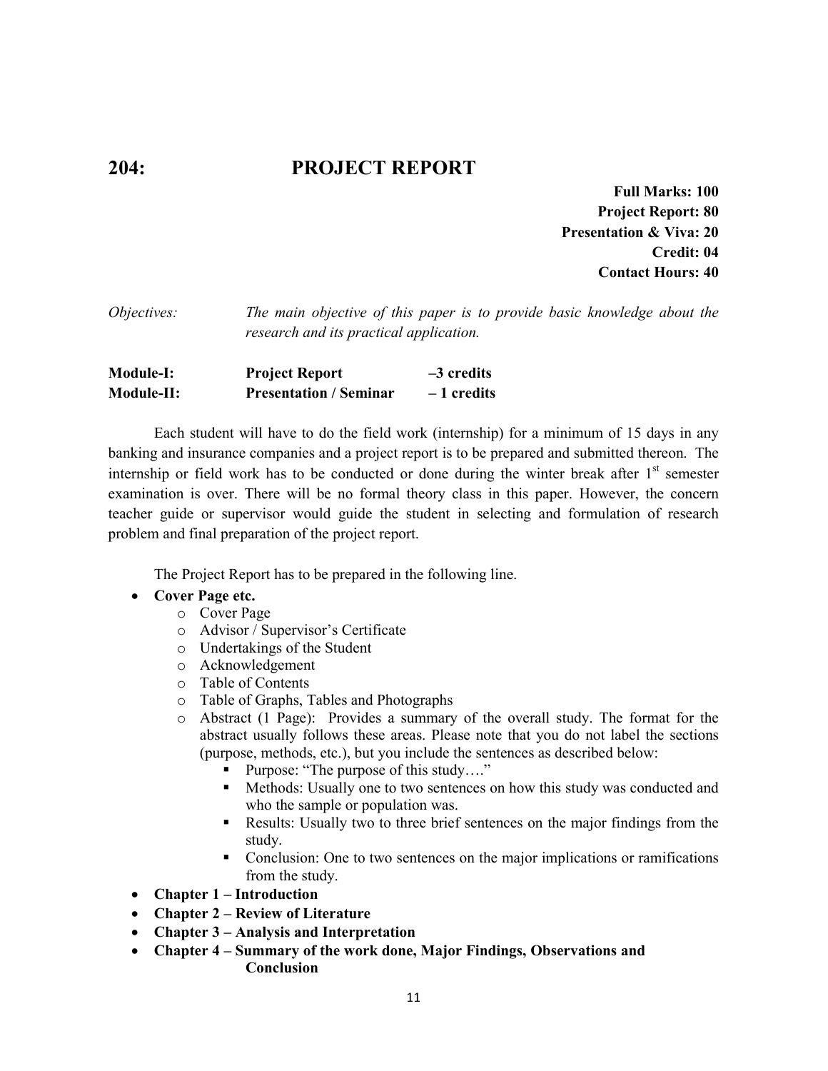## 204: PROJECT REPORT

**Full Marks: 100**
**Project Report: 80**
**Presentation & Viva: 20**
**Credit: 04**
**Contact Hours: 40**

*Objectives:* *The main objective of this paper is to provide basic knowledge about the research and its practical application.*

| | | |
|---|---|---|
| **Module-I:** | **Project Report** | **–3 credits** |
| **Module-II:** | **Presentation / Seminar** | **– 1 credits** |

Each student will have to do the field work (internship) for a minimum of 15 days in any banking and insurance companies and a project report is to be prepared and submitted thereon. The internship or field work has to be conducted or done during the winter break after 1st semester examination is over. There will be no formal theory class in this paper. However, the concern teacher guide or supervisor would guide the student in selecting and formulation of research problem and final preparation of the project report.

The Project Report has to be prepared in the following line.

- **Cover Page etc.**
  - Cover Page
  - Advisor / Supervisor's Certificate
  - Undertakings of the Student
  - Acknowledgement
  - Table of Contents
  - Table of Graphs, Tables and Photographs
  - Abstract (1 Page): Provides a summary of the overall study. The format for the abstract usually follows these areas. Please note that you do not label the sections (purpose, methods, etc.), but you include the sentences as described below:
    - Purpose: "The purpose of this study…."
    - Methods: Usually one to two sentences on how this study was conducted and who the sample or population was.
    - Results: Usually two to three brief sentences on the major findings from the study.
    - Conclusion: One to two sentences on the major implications or ramifications from the study.
- **Chapter 1 – Introduction**
- **Chapter 2 – Review of Literature**
- **Chapter 3 – Analysis and Interpretation**
- **Chapter 4 – Summary of the work done, Major Findings, Observations and Conclusion**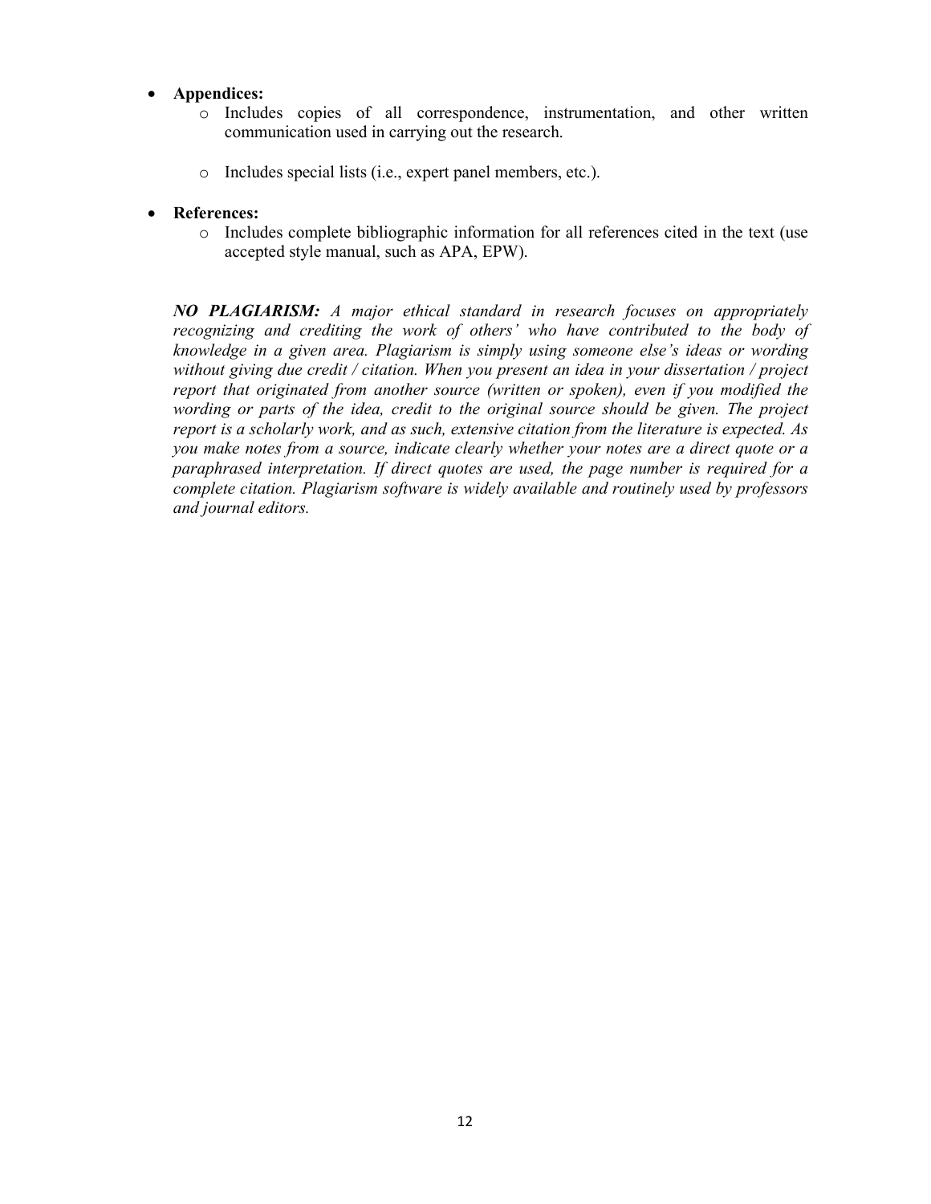- **Appendices:**
  - Includes copies of all correspondence, instrumentation, and other written communication used in carrying out the research.
  - Includes special lists (i.e., expert panel members, etc.).
- **References:**
  - Includes complete bibliographic information for all references cited in the text (use accepted style manual, such as APA, EPW).

***NO PLAGIARISM:*** *A major ethical standard in research focuses on appropriately recognizing and crediting the work of others' who have contributed to the body of knowledge in a given area. Plagiarism is simply using someone else's ideas or wording without giving due credit / citation. When you present an idea in your dissertation / project report that originated from another source (written or spoken), even if you modified the wording or parts of the idea, credit to the original source should be given. The project report is a scholarly work, and as such, extensive citation from the literature is expected. As you make notes from a source, indicate clearly whether your notes are a direct quote or a paraphrased interpretation. If direct quotes are used, the page number is required for a complete citation. Plagiarism software is widely available and routinely used by professors and journal editors.*